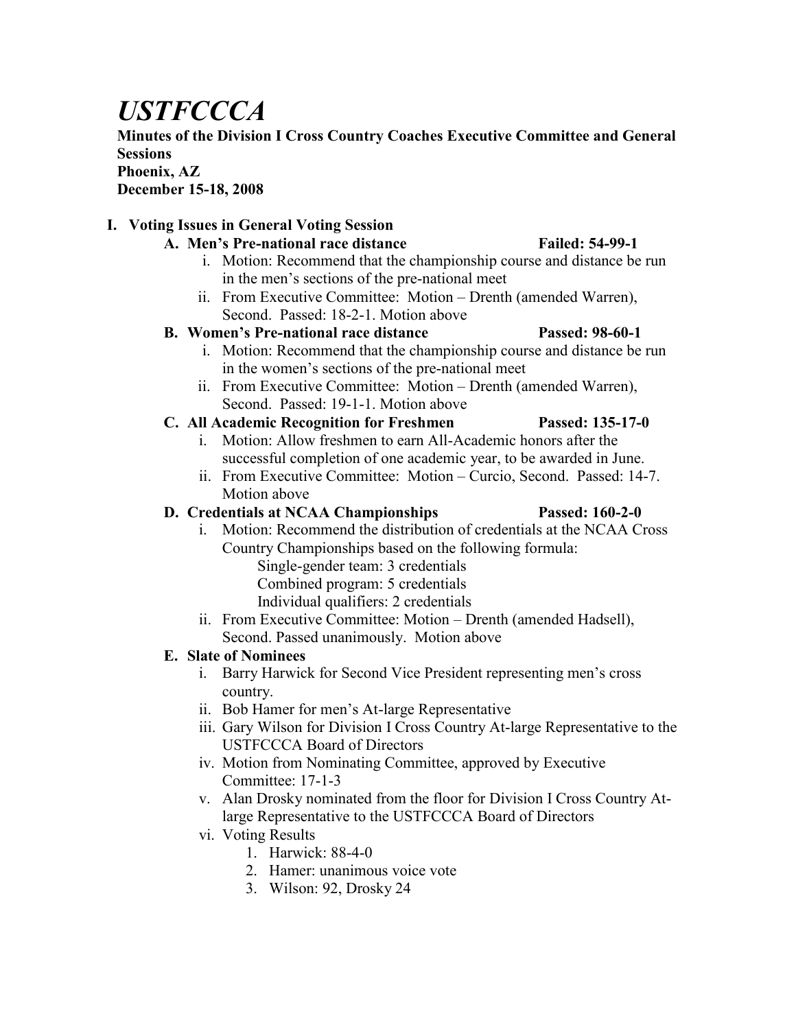# *USTFCCCA*

**Minutes of the Division I Cross Country Coaches Executive Committee and General Sessions**
**Phoenix, AZ**
**December 15-18, 2008**

## I. Voting Issues in General Voting Session

### A. Men's Pre-national race distance — Failed: 54-99-1

i. Motion: Recommend that the championship course and distance be run in the men's sections of the pre-national meet

ii. From Executive Committee: Motion – Drenth (amended Warren), Second. Passed: 18-2-1. Motion above

### B. Women's Pre-national race distance — Passed: 98-60-1

i. Motion: Recommend that the championship course and distance be run in the women's sections of the pre-national meet

ii. From Executive Committee: Motion – Drenth (amended Warren), Second. Passed: 19-1-1. Motion above

### C. All Academic Recognition for Freshmen — Passed: 135-17-0

i. Motion: Allow freshmen to earn All-Academic honors after the successful completion of one academic year, to be awarded in June.

ii. From Executive Committee: Motion – Curcio, Second. Passed: 14-7. Motion above

### D. Credentials at NCAA Championships — Passed: 160-2-0

i. Motion: Recommend the distribution of credentials at the NCAA Cross Country Championships based on the following formula:

Single-gender team: 3 credentials
Combined program: 5 credentials
Individual qualifiers: 2 credentials

ii. From Executive Committee: Motion – Drenth (amended Hadsell), Second. Passed unanimously. Motion above

### E. Slate of Nominees

i. Barry Harwick for Second Vice President representing men's cross country.

ii. Bob Hamer for men's At-large Representative

iii. Gary Wilson for Division I Cross Country At-large Representative to the USTFCCCA Board of Directors

iv. Motion from Nominating Committee, approved by Executive Committee: 17-1-3

v. Alan Drosky nominated from the floor for Division I Cross Country At-large Representative to the USTFCCCA Board of Directors

vi. Voting Results

1. Harwick: 88-4-0
2. Hamer: unanimous voice vote
3. Wilson: 92, Drosky 24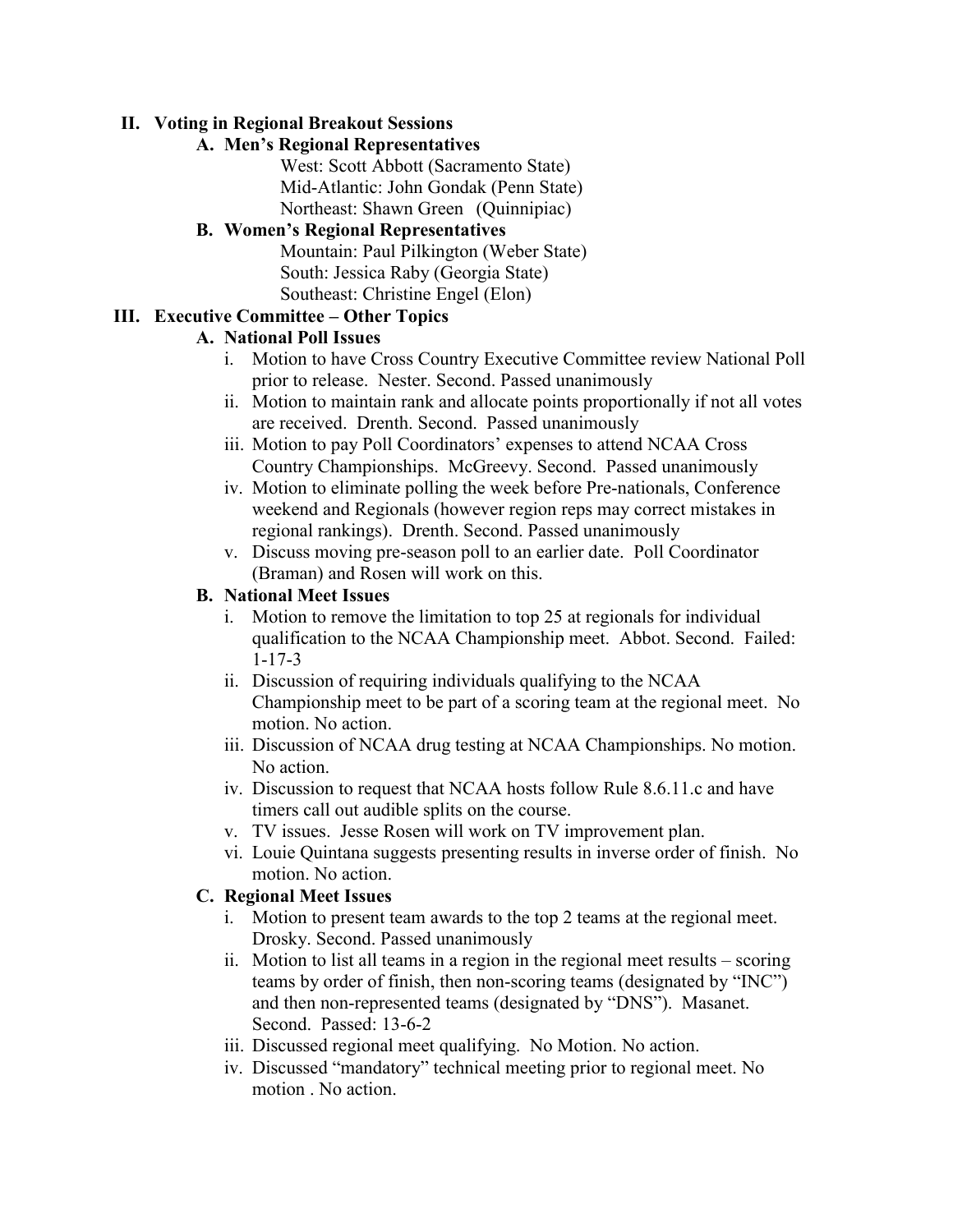## II. Voting in Regional Breakout Sessions

### A. Men's Regional Representatives

West: Scott Abbott (Sacramento State)
Mid-Atlantic: John Gondak (Penn State)
Northeast: Shawn Green (Quinnipiac)

### B. Women's Regional Representatives

Mountain: Paul Pilkington (Weber State)
South: Jessica Raby (Georgia State)
Southeast: Christine Engel (Elon)

## III. Executive Committee – Other Topics

### A. National Poll Issues

- i. Motion to have Cross Country Executive Committee review National Poll prior to release. Nester. Second. Passed unanimously
- ii. Motion to maintain rank and allocate points proportionally if not all votes are received. Drenth. Second. Passed unanimously
- iii. Motion to pay Poll Coordinators' expenses to attend NCAA Cross Country Championships. McGreevy. Second. Passed unanimously
- iv. Motion to eliminate polling the week before Pre-nationals, Conference weekend and Regionals (however region reps may correct mistakes in regional rankings). Drenth. Second. Passed unanimously
- v. Discuss moving pre-season poll to an earlier date. Poll Coordinator (Braman) and Rosen will work on this.

### B. National Meet Issues

- i. Motion to remove the limitation to top 25 at regionals for individual qualification to the NCAA Championship meet. Abbot. Second. Failed: 1-17-3
- ii. Discussion of requiring individuals qualifying to the NCAA Championship meet to be part of a scoring team at the regional meet. No motion. No action.
- iii. Discussion of NCAA drug testing at NCAA Championships. No motion. No action.
- iv. Discussion to request that NCAA hosts follow Rule 8.6.11.c and have timers call out audible splits on the course.
- v. TV issues. Jesse Rosen will work on TV improvement plan.
- vi. Louie Quintana suggests presenting results in inverse order of finish. No motion. No action.

### C. Regional Meet Issues

- i. Motion to present team awards to the top 2 teams at the regional meet. Drosky. Second. Passed unanimously
- ii. Motion to list all teams in a region in the regional meet results – scoring teams by order of finish, then non-scoring teams (designated by "INC") and then non-represented teams (designated by "DNS"). Masanet. Second. Passed: 13-6-2
- iii. Discussed regional meet qualifying. No Motion. No action.
- iv. Discussed "mandatory" technical meeting prior to regional meet. No motion . No action.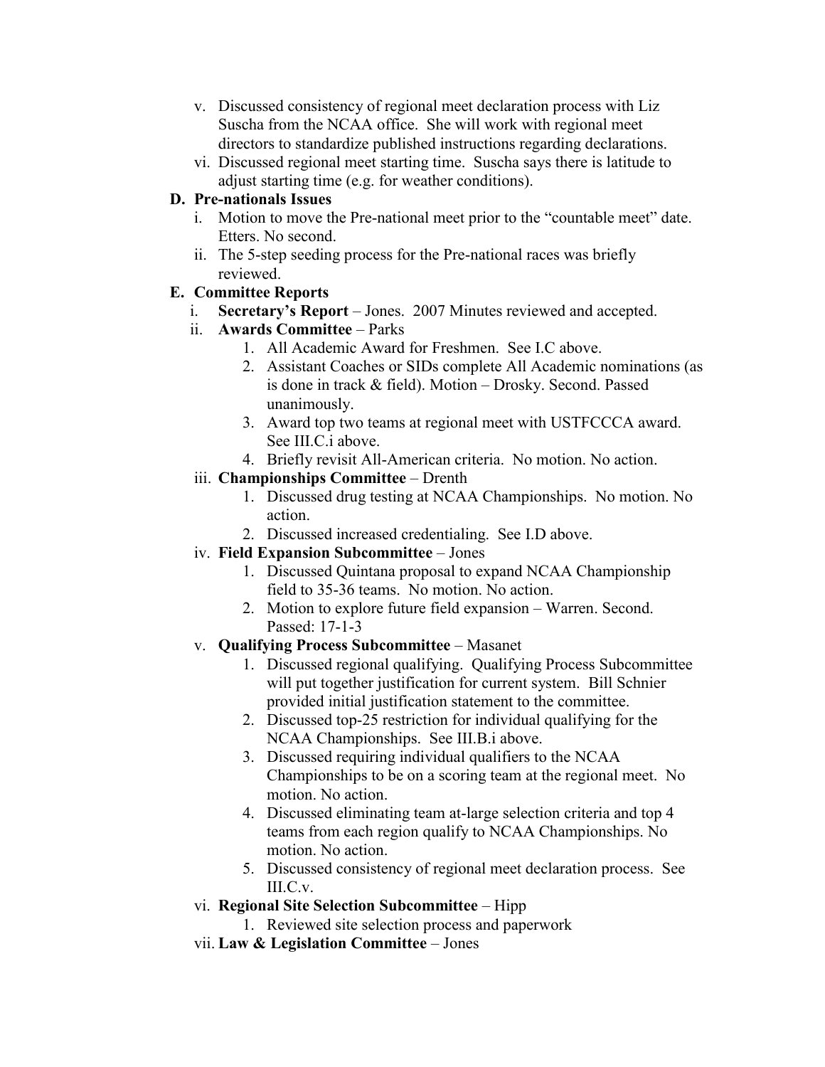v. Discussed consistency of regional meet declaration process with Liz Suscha from the NCAA office. She will work with regional meet directors to standardize published instructions regarding declarations.
vi. Discussed regional meet starting time. Suscha says there is latitude to adjust starting time (e.g. for weather conditions).

**D. Pre-nationals Issues**

i. Motion to move the Pre-national meet prior to the "countable meet" date. Etters. No second.
ii. The 5-step seeding process for the Pre-national races was briefly reviewed.

**E. Committee Reports**

i. **Secretary's Report** – Jones. 2007 Minutes reviewed and accepted.
ii. **Awards Committee** – Parks
   1. All Academic Award for Freshmen. See I.C above.
   2. Assistant Coaches or SIDs complete All Academic nominations (as is done in track & field). Motion – Drosky. Second. Passed unanimously.
   3. Award top two teams at regional meet with USTFCCCA award. See III.C.i above.
   4. Briefly revisit All-American criteria. No motion. No action.
iii. **Championships Committee** – Drenth
   1. Discussed drug testing at NCAA Championships. No motion. No action.
   2. Discussed increased credentialing. See I.D above.
iv. **Field Expansion Subcommittee** – Jones
   1. Discussed Quintana proposal to expand NCAA Championship field to 35-36 teams. No motion. No action.
   2. Motion to explore future field expansion – Warren. Second. Passed: 17-1-3
v. **Qualifying Process Subcommittee** – Masanet
   1. Discussed regional qualifying. Qualifying Process Subcommittee will put together justification for current system. Bill Schnier provided initial justification statement to the committee.
   2. Discussed top-25 restriction for individual qualifying for the NCAA Championships. See III.B.i above.
   3. Discussed requiring individual qualifiers to the NCAA Championships to be on a scoring team at the regional meet. No motion. No action.
   4. Discussed eliminating team at-large selection criteria and top 4 teams from each region qualify to NCAA Championships. No motion. No action.
   5. Discussed consistency of regional meet declaration process. See III.C.v.
vi. **Regional Site Selection Subcommittee** – Hipp
   1. Reviewed site selection process and paperwork
vii. **Law & Legislation Committee** – Jones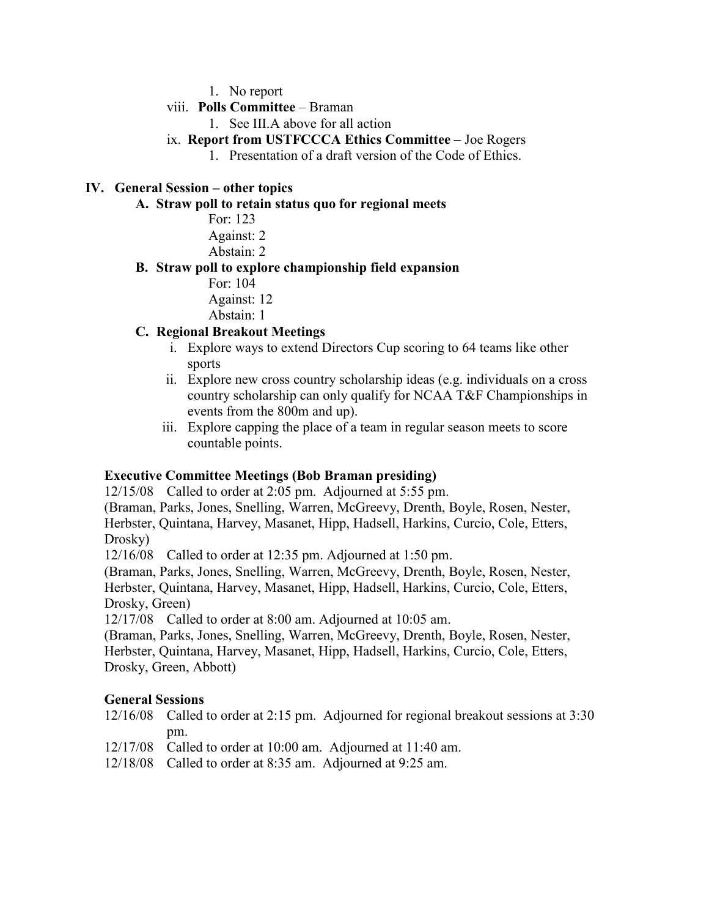1. No report

viii. **Polls Committee** – Braman

1. See III.A above for all action

ix. **Report from USTFCCCA Ethics Committee** – Joe Rogers

1. Presentation of a draft version of the Code of Ethics.

## IV. General Session – other topics

### A. Straw poll to retain status quo for regional meets

For: 123
Against: 2
Abstain: 2

### B. Straw poll to explore championship field expansion

For: 104
Against: 12
Abstain: 1

### C. Regional Breakout Meetings

i. Explore ways to extend Directors Cup scoring to 64 teams like other sports

ii. Explore new cross country scholarship ideas (e.g. individuals on a cross country scholarship can only qualify for NCAA T&F Championships in events from the 800m and up).

iii. Explore capping the place of a team in regular season meets to score countable points.

**Executive Committee Meetings (Bob Braman presiding)**

12/15/08 Called to order at 2:05 pm. Adjourned at 5:55 pm.
(Braman, Parks, Jones, Snelling, Warren, McGreevy, Drenth, Boyle, Rosen, Nester, Herbster, Quintana, Harvey, Masanet, Hipp, Hadsell, Harkins, Curcio, Cole, Etters, Drosky)

12/16/08 Called to order at 12:35 pm. Adjourned at 1:50 pm.
(Braman, Parks, Jones, Snelling, Warren, McGreevy, Drenth, Boyle, Rosen, Nester, Herbster, Quintana, Harvey, Masanet, Hipp, Hadsell, Harkins, Curcio, Cole, Etters, Drosky, Green)

12/17/08 Called to order at 8:00 am. Adjourned at 10:05 am.
(Braman, Parks, Jones, Snelling, Warren, McGreevy, Drenth, Boyle, Rosen, Nester, Herbster, Quintana, Harvey, Masanet, Hipp, Hadsell, Harkins, Curcio, Cole, Etters, Drosky, Green, Abbott)

**General Sessions**

12/16/08 Called to order at 2:15 pm. Adjourned for regional breakout sessions at 3:30 pm.

12/17/08 Called to order at 10:00 am. Adjourned at 11:40 am.

12/18/08 Called to order at 8:35 am. Adjourned at 9:25 am.